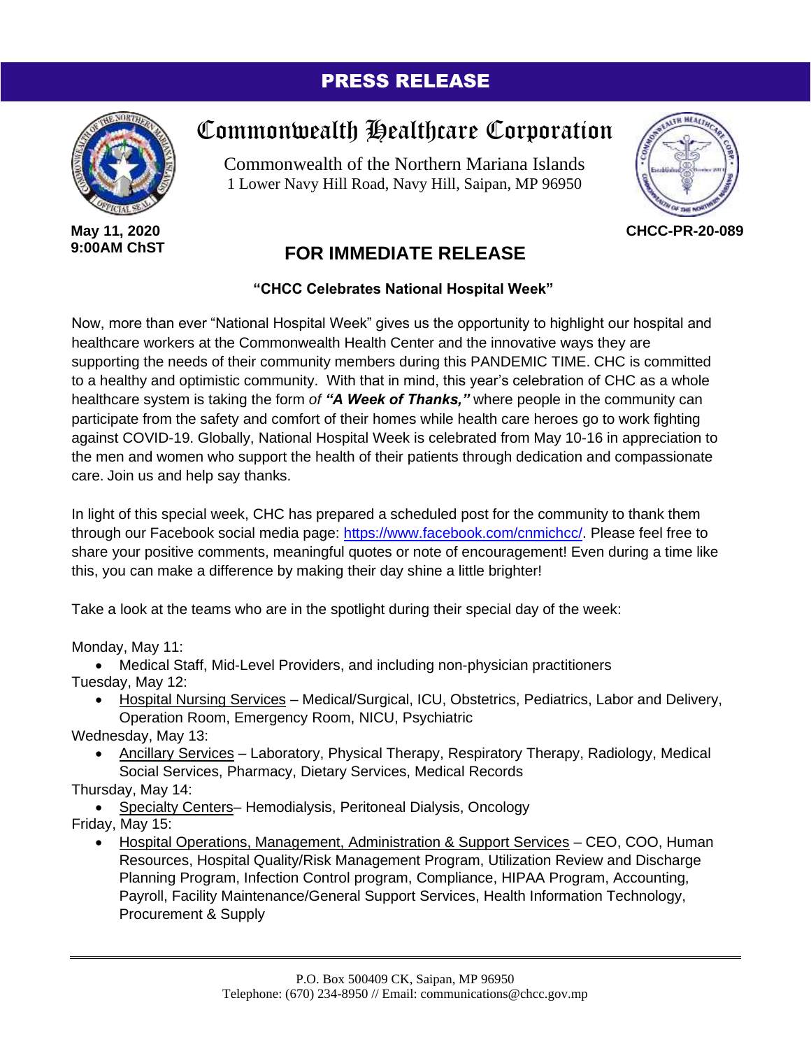# PRESS RELEASE

## Commonwealth Healthcare Corporation

Commonwealth of the Northern Mariana Islands
1 Lower Navy Hill Road, Navy Hill, Saipan, MP 96950

**May 11, 2020**
**9:00AM ChST**

**CHCC-PR-20-089**

## FOR IMMEDIATE RELEASE

**"CHCC Celebrates National Hospital Week"**

Now, more than ever "National Hospital Week" gives us the opportunity to highlight our hospital and healthcare workers at the Commonwealth Health Center and the innovative ways they are supporting the needs of their community members during this PANDEMIC TIME. CHC is committed to a healthy and optimistic community. With that in mind, this year's celebration of CHC as a whole healthcare system is taking the form *of* ***"A Week of Thanks,"*** where people in the community can participate from the safety and comfort of their homes while health care heroes go to work fighting against COVID-19. Globally, National Hospital Week is celebrated from May 10-16 in appreciation to the men and women who support the health of their patients through dedication and compassionate care. Join us and help say thanks.

In light of this special week, CHC has prepared a scheduled post for the community to thank them through our Facebook social media page: https://www.facebook.com/cnmichcc/. Please feel free to share your positive comments, meaningful quotes or note of encouragement! Even during a time like this, you can make a difference by making their day shine a little brighter!

Take a look at the teams who are in the spotlight during their special day of the week:

Monday, May 11:

- Medical Staff, Mid-Level Providers, and including non-physician practitioners

Tuesday, May 12:

- Hospital Nursing Services – Medical/Surgical, ICU, Obstetrics, Pediatrics, Labor and Delivery, Operation Room, Emergency Room, NICU, Psychiatric

Wednesday, May 13:

- Ancillary Services – Laboratory, Physical Therapy, Respiratory Therapy, Radiology, Medical Social Services, Pharmacy, Dietary Services, Medical Records

Thursday, May 14:

- Specialty Centers– Hemodialysis, Peritoneal Dialysis, Oncology

Friday, May 15:

- Hospital Operations, Management, Administration & Support Services – CEO, COO, Human Resources, Hospital Quality/Risk Management Program, Utilization Review and Discharge Planning Program, Infection Control program, Compliance, HIPAA Program, Accounting, Payroll, Facility Maintenance/General Support Services, Health Information Technology, Procurement & Supply

P.O. Box 500409 CK, Saipan, MP 96950
Telephone: (670) 234-8950 // Email: communications@chcc.gov.mp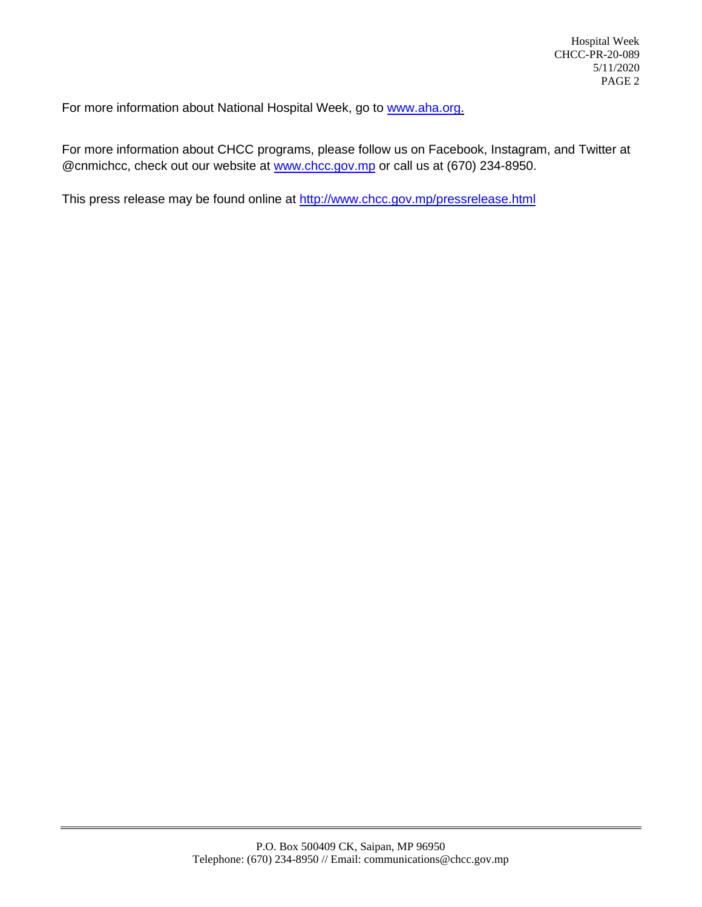For more information about National Hospital Week, go to www.aha.org.

For more information about CHCC programs, please follow us on Facebook, Instagram, and Twitter at @cnmichcc, check out our website at www.chcc.gov.mp or call us at (670) 234-8950.

This press release may be found online at http://www.chcc.gov.mp/pressrelease.html